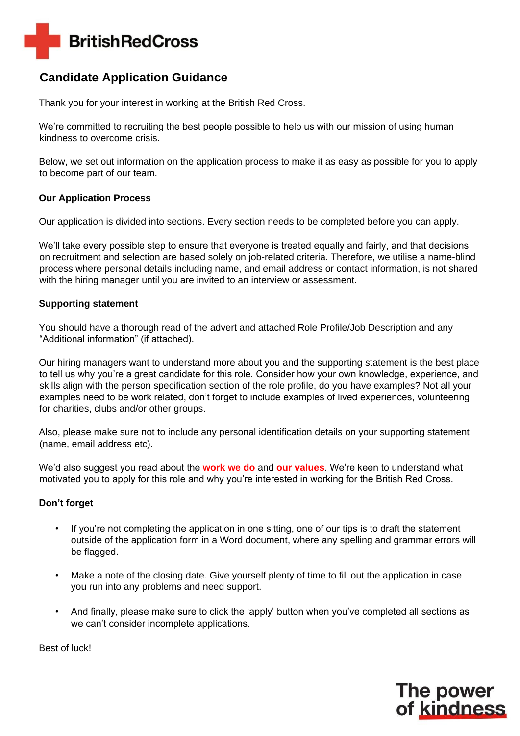BritishRedCross

# Candidate Application Guidance

Thank you for your interest in working at the British Red Cross.

We're committed to recruiting the best people possible to help us with our mission of using human kindness to overcome crisis.

Below, we set out information on the application process to make it as easy as possible for you to apply to become part of our team.

**Our Application Process**

Our application is divided into sections. Every section needs to be completed before you can apply.

We'll take every possible step to ensure that everyone is treated equally and fairly, and that decisions on recruitment and selection are based solely on job-related criteria. Therefore, we utilise a name-blind process where personal details including name, and email address or contact information, is not shared with the hiring manager until you are invited to an interview or assessment.

**Supporting statement**

You should have a thorough read of the advert and attached Role Profile/Job Description and any "Additional information" (if attached).

Our hiring managers want to understand more about you and the supporting statement is the best place to tell us why you're a great candidate for this role. Consider how your own knowledge, experience, and skills align with the person specification section of the role profile, do you have examples? Not all your examples need to be work related, don't forget to include examples of lived experiences, volunteering for charities, clubs and/or other groups.

Also, please make sure not to include any personal identification details on your supporting statement (name, email address etc).

We'd also suggest you read about the **work we do** and **our values**. We're keen to understand what motivated you to apply for this role and why you're interested in working for the British Red Cross.

**Don't forget**

- If you're not completing the application in one sitting, one of our tips is to draft the statement outside of the application form in a Word document, where any spelling and grammar errors will be flagged.
- Make a note of the closing date. Give yourself plenty of time to fill out the application in case you run into any problems and need support.
- And finally, please make sure to click the 'apply' button when you've completed all sections as we can't consider incomplete applications.

Best of luck!

The power of kindness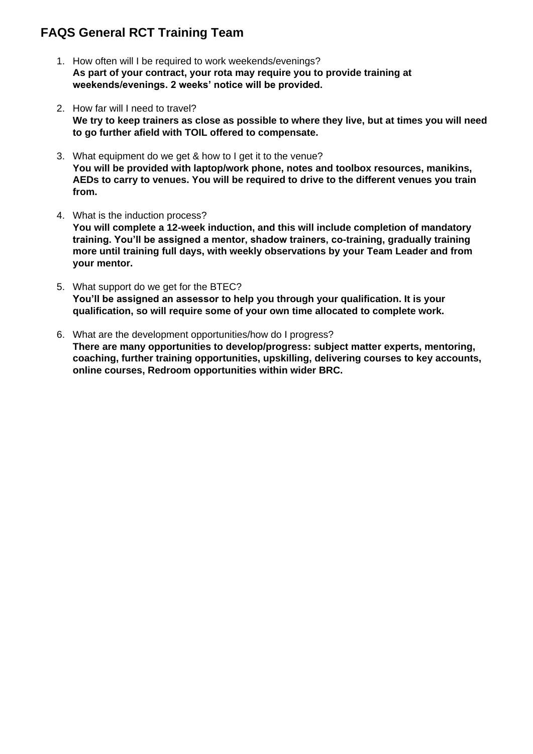# FAQS General RCT Training Team

1. How often will I be required to work weekends/evenings?
   **As part of your contract, your rota may require you to provide training at weekends/evenings. 2 weeks' notice will be provided.**

2. How far will I need to travel?
   **We try to keep trainers as close as possible to where they live, but at times you will need to go further afield with TOIL offered to compensate.**

3. What equipment do we get & how to I get it to the venue?
   **You will be provided with laptop/work phone, notes and toolbox resources, manikins, AEDs to carry to venues. You will be required to drive to the different venues you train from.**

4. What is the induction process?
   **You will complete a 12-week induction, and this will include completion of mandatory training. You'll be assigned a mentor, shadow trainers, co-training, gradually training more until training full days, with weekly observations by your Team Leader and from your mentor.**

5. What support do we get for the BTEC?
   **You'll be assigned an assessor to help you through your qualification. It is your qualification, so will require some of your own time allocated to complete work.**

6. What are the development opportunities/how do I progress?
   **There are many opportunities to develop/progress: subject matter experts, mentoring, coaching, further training opportunities, upskilling, delivering courses to key accounts, online courses, Redroom opportunities within wider BRC.**